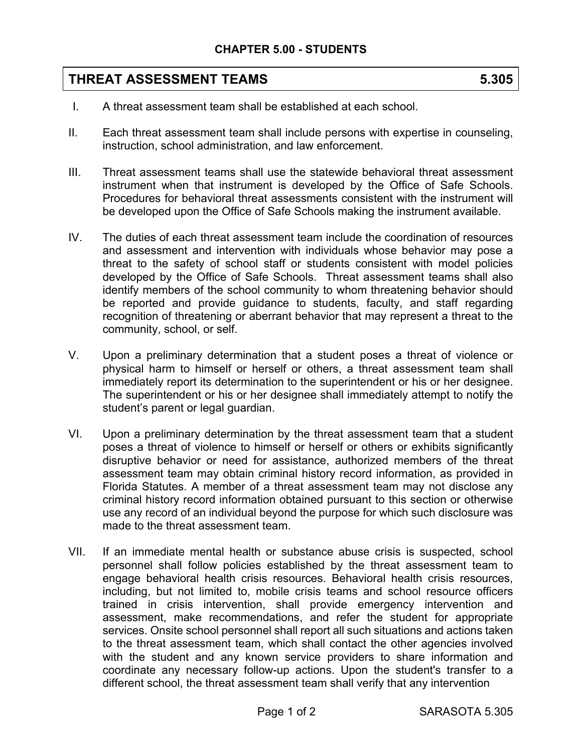## CHAPTER 5.00 - STUDENTS

## THREAT ASSESSMENT TEAMS 5.305

I. A threat assessment team shall be established at each school.

II. Each threat assessment team shall include persons with expertise in counseling, instruction, school administration, and law enforcement.

III. Threat assessment teams shall use the statewide behavioral threat assessment instrument when that instrument is developed by the Office of Safe Schools. Procedures for behavioral threat assessments consistent with the instrument will be developed upon the Office of Safe Schools making the instrument available.

IV. The duties of each threat assessment team include the coordination of resources and assessment and intervention with individuals whose behavior may pose a threat to the safety of school staff or students consistent with model policies developed by the Office of Safe Schools. Threat assessment teams shall also identify members of the school community to whom threatening behavior should be reported and provide guidance to students, faculty, and staff regarding recognition of threatening or aberrant behavior that may represent a threat to the community, school, or self.

V. Upon a preliminary determination that a student poses a threat of violence or physical harm to himself or herself or others, a threat assessment team shall immediately report its determination to the superintendent or his or her designee. The superintendent or his or her designee shall immediately attempt to notify the student's parent or legal guardian.

VI. Upon a preliminary determination by the threat assessment team that a student poses a threat of violence to himself or herself or others or exhibits significantly disruptive behavior or need for assistance, authorized members of the threat assessment team may obtain criminal history record information, as provided in Florida Statutes. A member of a threat assessment team may not disclose any criminal history record information obtained pursuant to this section or otherwise use any record of an individual beyond the purpose for which such disclosure was made to the threat assessment team.

VII. If an immediate mental health or substance abuse crisis is suspected, school personnel shall follow policies established by the threat assessment team to engage behavioral health crisis resources. Behavioral health crisis resources, including, but not limited to, mobile crisis teams and school resource officers trained in crisis intervention, shall provide emergency intervention and assessment, make recommendations, and refer the student for appropriate services. Onsite school personnel shall report all such situations and actions taken to the threat assessment team, which shall contact the other agencies involved with the student and any known service providers to share information and coordinate any necessary follow-up actions. Upon the student's transfer to a different school, the threat assessment team shall verify that any intervention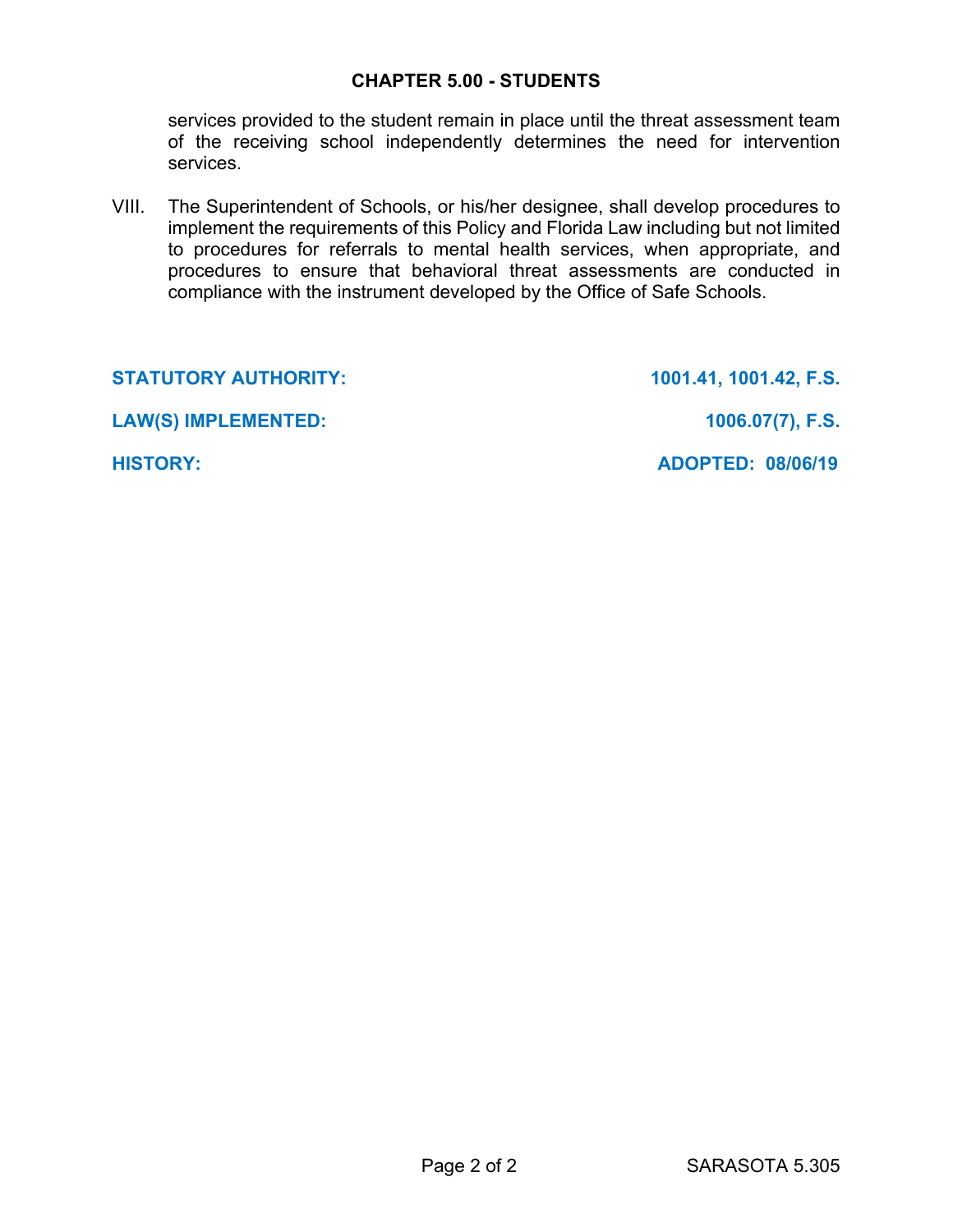services provided to the student remain in place until the threat assessment team of the receiving school independently determines the need for intervention services.

VIII. The Superintendent of Schools, or his/her designee, shall develop procedures to implement the requirements of this Policy and Florida Law including but not limited to procedures for referrals to mental health services, when appropriate, and procedures to ensure that behavioral threat assessments are conducted in compliance with the instrument developed by the Office of Safe Schools.

**STATUTORY AUTHORITY:** **1001.41, 1001.42, F.S.**

**LAW(S) IMPLEMENTED:** **1006.07(7), F.S.**

**HISTORY:** **ADOPTED: 08/06/19**